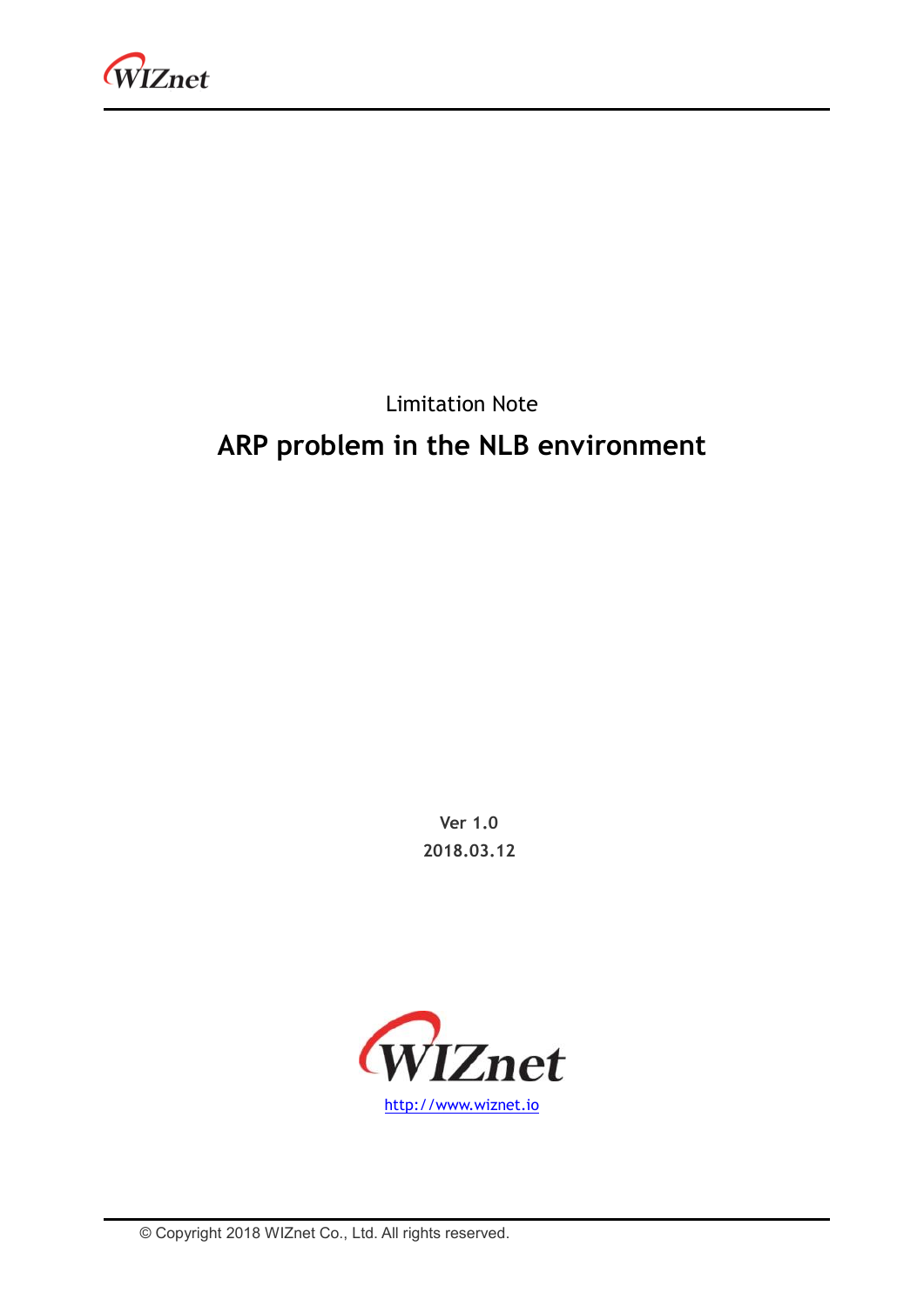Limitation Note

# ARP problem in the NLB environment

**Ver 1.0**

**2018.03.12**

http://www.wiznet.io

© Copyright 2018 WIZnet Co., Ltd. All rights reserved.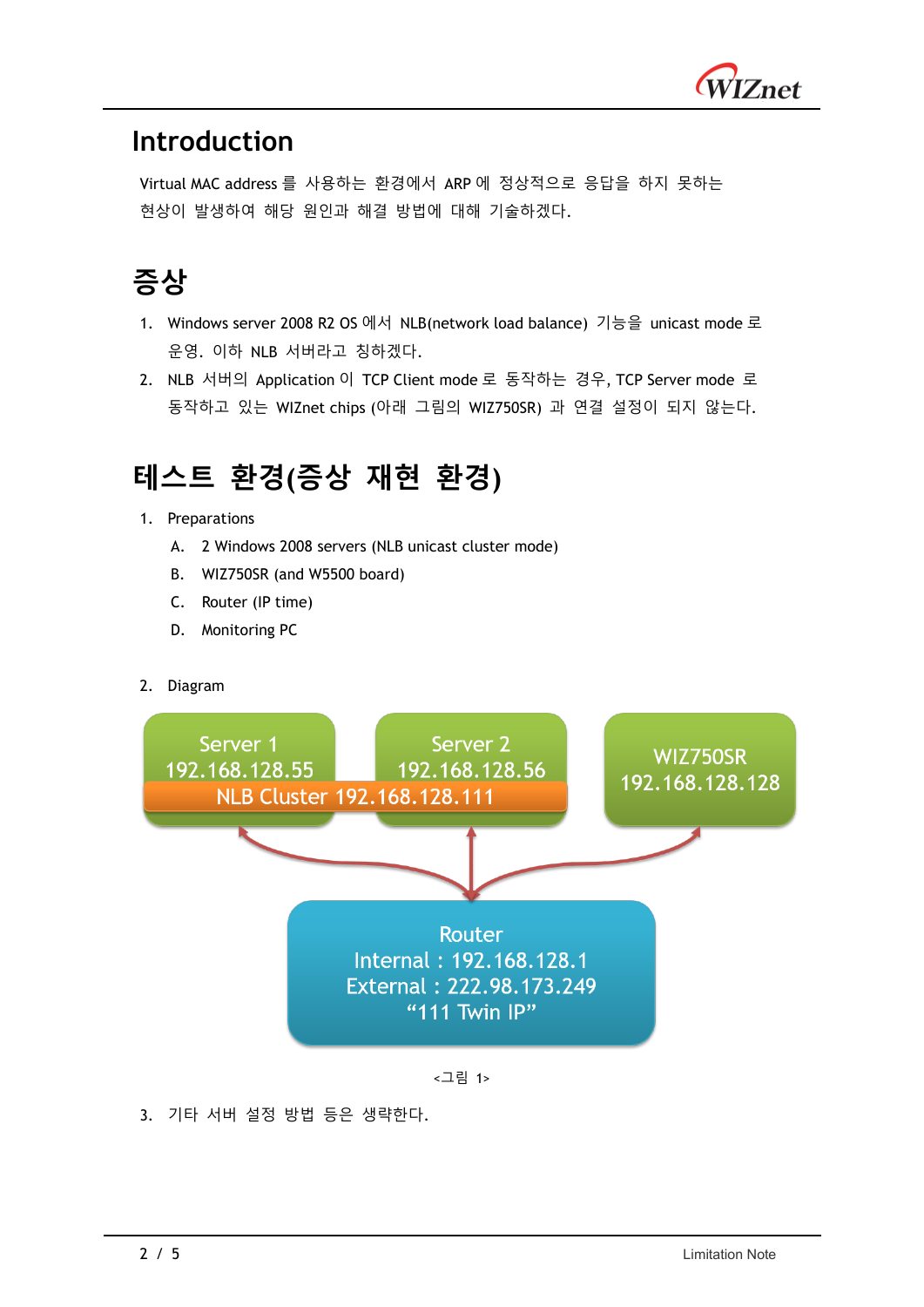# Introduction

Virtual MAC address 를 사용하는 환경에서 ARP 에 정상적으로 응답을 하지 못하는 현상이 발생하여 해당 원인과 해결 방법에 대해 기술하겠다.

# 증상

1. Windows server 2008 R2 OS 에서 NLB(network load balance) 기능을 unicast mode 로 운영. 이하 NLB 서버라고 칭하겠다.
2. NLB 서버의 Application 이 TCP Client mode 로 동작하는 경우, TCP Server mode 로 동작하고 있는 WIZnet chips (아래 그림의 WIZ750SR) 과 연결 설정이 되지 않는다.

# 테스트 환경(증상 재현 환경)

1. Preparations
   A. 2 Windows 2008 servers (NLB unicast cluster mode)
   B. WIZ750SR (and W5500 board)
   C. Router (IP time)
   D. Monitoring PC

2. Diagram

Server 1
192.168.128.55

Server 2
192.168.128.56

NLB Cluster 192.168.128.111

WIZ750SR
192.168.128.128

Router
Internal : 192.168.128.1
External : 222.98.173.249
“111 Twin IP”

<그림 1>

3. 기타 서버 설정 방법 등은 생략한다.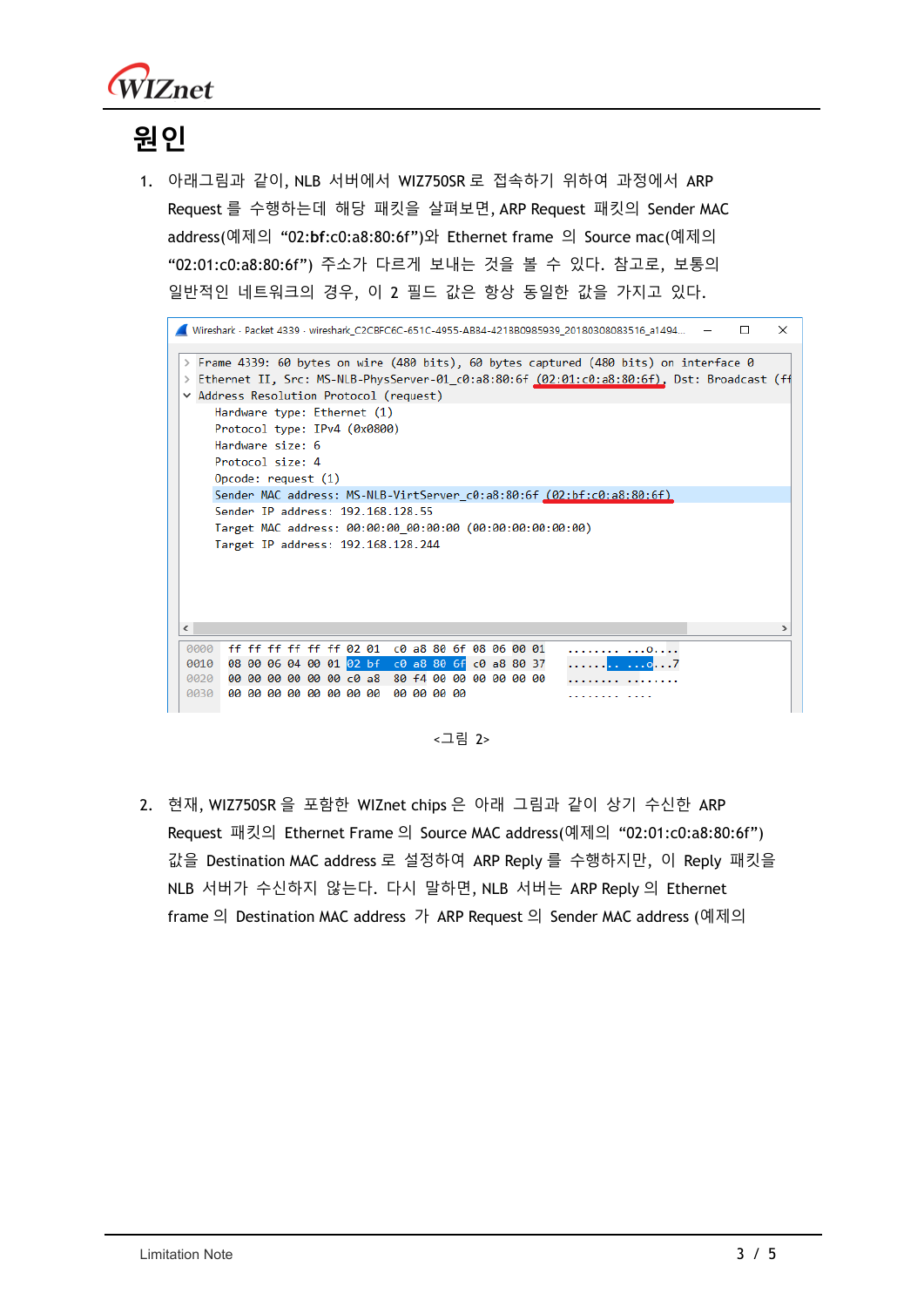# 원인

1. 아래그림과 같이, NLB 서버에서 WIZ750SR 로 접속하기 위하여 과정에서 ARP Request 를 수행하는데 해당 패킷을 살펴보면, ARP Request 패킷의 Sender MAC address(예제의 "02:bf:c0:a8:80:6f")와 Ethernet frame 의 Source mac(예제의 "02:01:c0:a8:80:6f") 주소가 다르게 보내는 것을 볼 수 있다. 참고로, 보통의 일반적인 네트워크의 경우, 이 2 필드 값은 항상 동일한 값을 가지고 있다.

```
Wireshark · Packet 4339 · wireshark_C2CBFC6C-651C-4955-ABB4-4218B0985939_20180308083516_a1494...

> Frame 4339: 60 bytes on wire (480 bits), 60 bytes captured (480 bits) on interface 0
> Ethernet II, Src: MS-NLB-PhysServer-01_c0:a8:80:6f (02:01:c0:a8:80:6f), Dst: Broadcast (ff
v Address Resolution Protocol (request)
    Hardware type: Ethernet (1)
    Protocol type: IPv4 (0x0800)
    Hardware size: 6
    Protocol size: 4
    Opcode: request (1)
    Sender MAC address: MS-NLB-VirtServer_c0:a8:80:6f (02:bf:c0:a8:80:6f)
    Sender IP address: 192.168.128.55
    Target MAC address: 00:00:00_00:00:00 (00:00:00:00:00:00)
    Target IP address: 192.168.128.244

0000  ff ff ff ff ff ff 02 01  c0 a8 80 6f 08 06 00 01   ........ ...o....
0010  08 00 06 04 00 01 02 bf  c0 a8 80 6f c0 a8 80 37   ........ ...o...7
0020  00 00 00 00 00 00 c0 a8  80 f4 00 00 00 00 00 00   ........ ........
0030  00 00 00 00 00 00 00 00  00 00 00 00               ........ ....
```

<그림 2>

2. 현재, WIZ750SR 을 포함한 WIZnet chips 은 아래 그림과 같이 상기 수신한 ARP Request 패킷의 Ethernet Frame 의 Source MAC address(예제의 "02:01:c0:a8:80:6f") 값을 Destination MAC address 로 설정하여 ARP Reply 를 수행하지만, 이 Reply 패킷을 NLB 서버가 수신하지 않는다. 다시 말하면, NLB 서버는 ARP Reply 의 Ethernet frame 의 Destination MAC address 가 ARP Request 의 Sender MAC address (예제의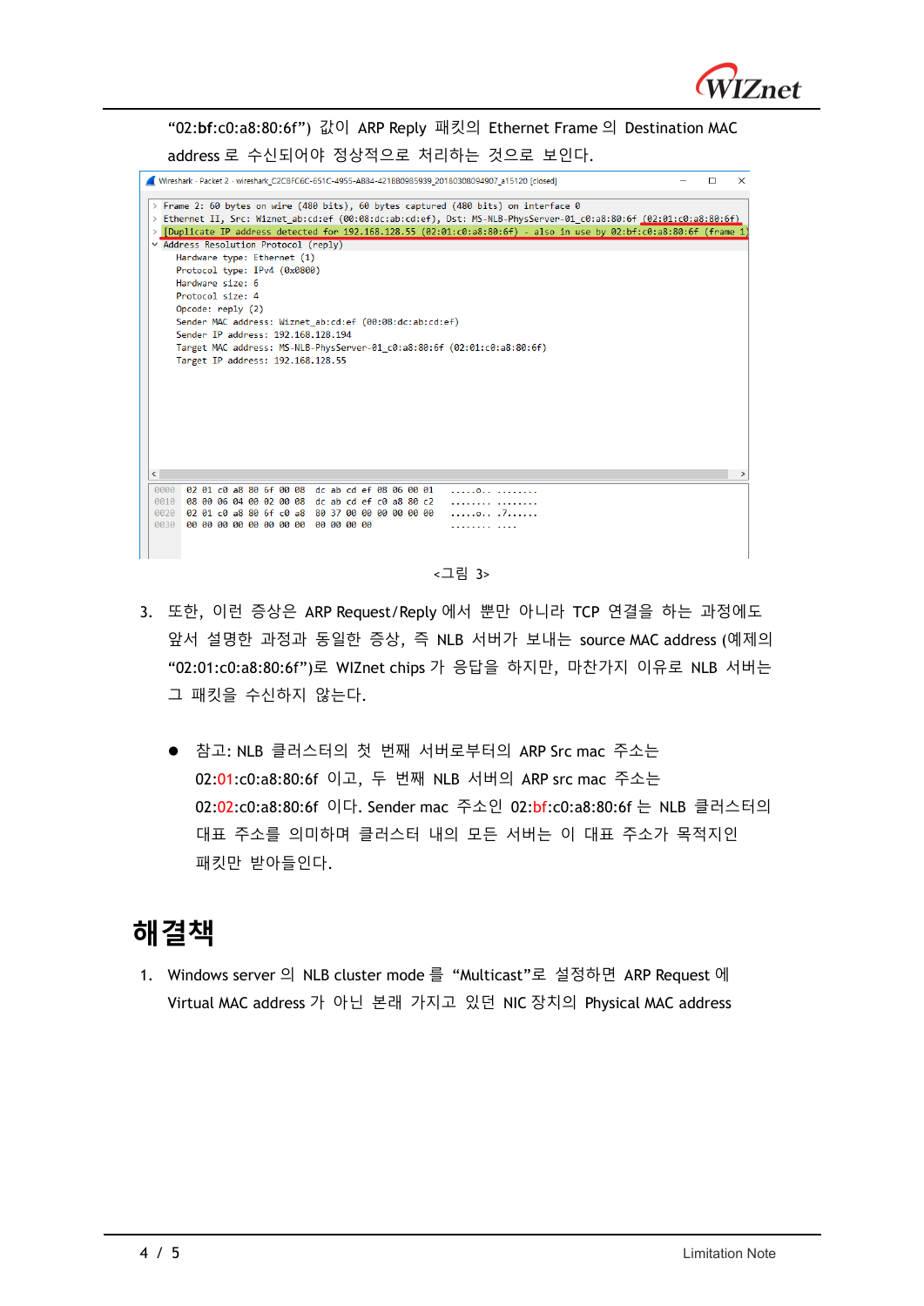"02:bf:c0:a8:80:6f") 값이 ARP Reply 패킷의 Ethernet Frame 의 Destination MAC address 로 수신되어야 정상적으로 처리하는 것으로 보인다.

```
Wireshark · Packet 2 · wireshark_C2CBFC6C-651C-4955-AB84-421B80985939_20180308094907_a15120 [closed]

> Frame 2: 60 bytes on wire (480 bits), 60 bytes captured (480 bits) on interface 0
> Ethernet II, Src: Wiznet_ab:cd:ef (00:08:dc:ab:cd:ef), Dst: MS-NLB-PhysServer-01_c0:a8:80:6f (02:01:c0:a8:80:6f)
> [Duplicate IP address detected for 192.168.128.55 (02:01:c0:a8:80:6f) - also in use by 02:bf:c0:a8:80:6f (frame 1)]
v Address Resolution Protocol (reply)
    Hardware type: Ethernet (1)
    Protocol type: IPv4 (0x0800)
    Hardware size: 6
    Protocol size: 4
    Opcode: reply (2)
    Sender MAC address: Wiznet_ab:cd:ef (00:08:dc:ab:cd:ef)
    Sender IP address: 192.168.128.194
    Target MAC address: MS-NLB-PhysServer-01_c0:a8:80:6f (02:01:c0:a8:80:6f)
    Target IP address: 192.168.128.55

0000  02 01 c0 a8 80 6f 00 08  dc ab cd ef 08 06 00 01   .....o.. ........
0010  08 00 06 04 00 02 00 08  dc ab cd ef c0 a8 80 c2   ........ ........
0020  02 01 c0 a8 80 6f c0 a8  80 37 00 00 00 00 00 00   .....o.. .7......
0030  00 00 00 00 00 00 00 00  00 00 00 00               ........ ....
```

<그림 3>

3. 또한, 이런 증상은 ARP Request/Reply 에서 뿐만 아니라 TCP 연결을 하는 과정에도 앞서 설명한 과정과 동일한 증상, 즉 NLB 서버가 보내는 source MAC address (예제의 "02:01:c0:a8:80:6f")로 WIZnet chips 가 응답을 하지만, 마찬가지 이유로 NLB 서버는 그 패킷을 수신하지 않는다.

   - 참고: NLB 클러스터의 첫 번째 서버로부터의 ARP Src mac 주소는 02:01:c0:a8:80:6f 이고, 두 번째 NLB 서버의 ARP src mac 주소는 02:02:c0:a8:80:6f 이다. Sender mac 주소인 02:bf:c0:a8:80:6f 는 NLB 클러스터의 대표 주소를 의미하며 클러스터 내의 모든 서버는 이 대표 주소가 목적지인 패킷만 받아들인다.

# 해결책

1. Windows server 의 NLB cluster mode 를 "Multicast"로 설정하면 ARP Request 에 Virtual MAC address 가 아닌 본래 가지고 있던 NIC 장치의 Physical MAC address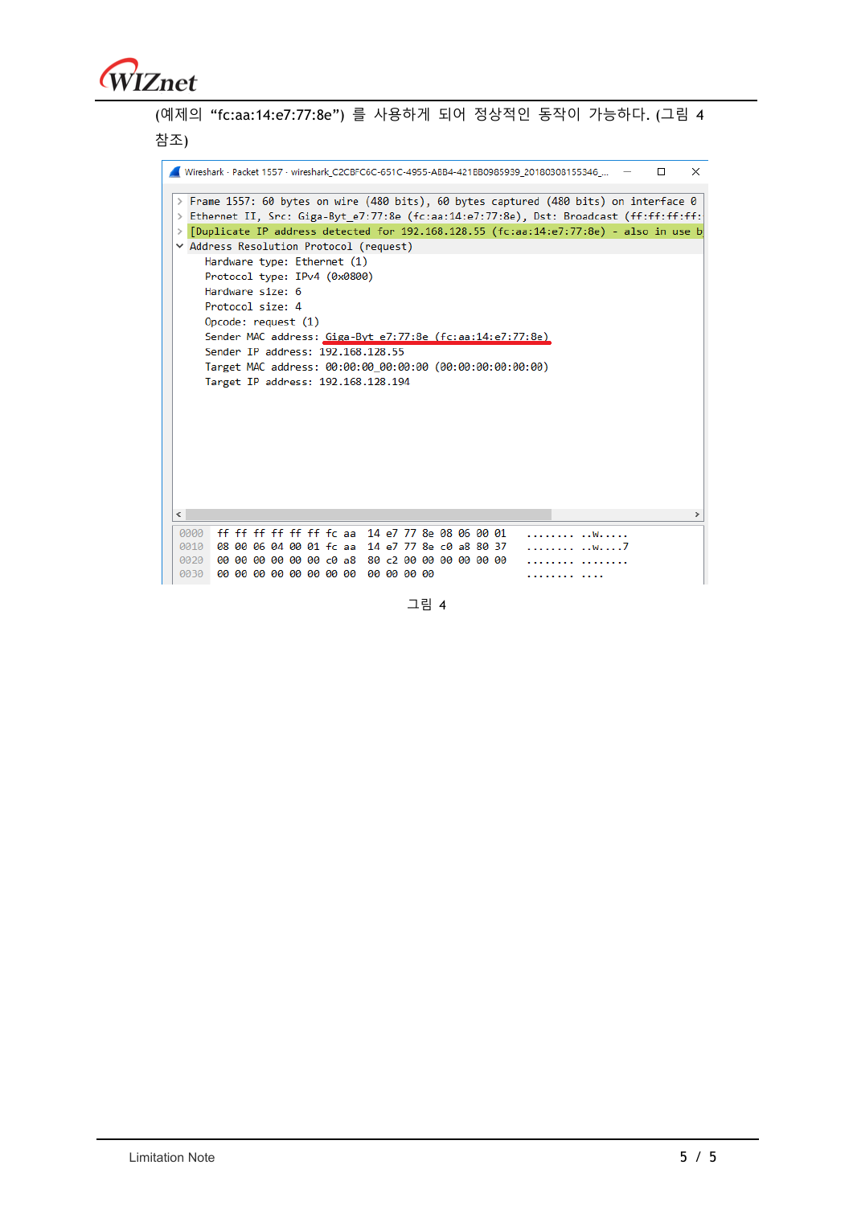(예제의 "fc:aa:14:e7:77:8e") 를 사용하게 되어 정상적인 동작이 가능하다. (그림 4 참조)

```
Wireshark · Packet 1557 · wireshark_C2CBFC6C-651C-4955-ABB4-421BB0985939_20180308155346_...

> Frame 1557: 60 bytes on wire (480 bits), 60 bytes captured (480 bits) on interface 0
> Ethernet II, Src: Giga-Byt_e7:77:8e (fc:aa:14:e7:77:8e), Dst: Broadcast (ff:ff:ff:ff:
> [Duplicate IP address detected for 192.168.128.55 (fc:aa:14:e7:77:8e) - also in use b
v Address Resolution Protocol (request)
    Hardware type: Ethernet (1)
    Protocol type: IPv4 (0x0800)
    Hardware size: 6
    Protocol size: 4
    Opcode: request (1)
    Sender MAC address: Giga-Byt_e7:77:8e (fc:aa:14:e7:77:8e)
    Sender IP address: 192.168.128.55
    Target MAC address: 00:00:00_00:00:00 (00:00:00:00:00:00)
    Target IP address: 192.168.128.194

0000  ff ff ff ff ff ff fc aa  14 e7 77 8e 08 06 00 01   ........ ..w.....
0010  08 00 06 04 00 01 fc aa  14 e7 77 8e c0 a8 80 37   ........ ..w....7
0020  00 00 00 00 00 00 c0 a8  80 c2 00 00 00 00 00 00   ........ ........
0030  00 00 00 00 00 00 00 00  00 00 00 00               ........ ....
```

그림 4